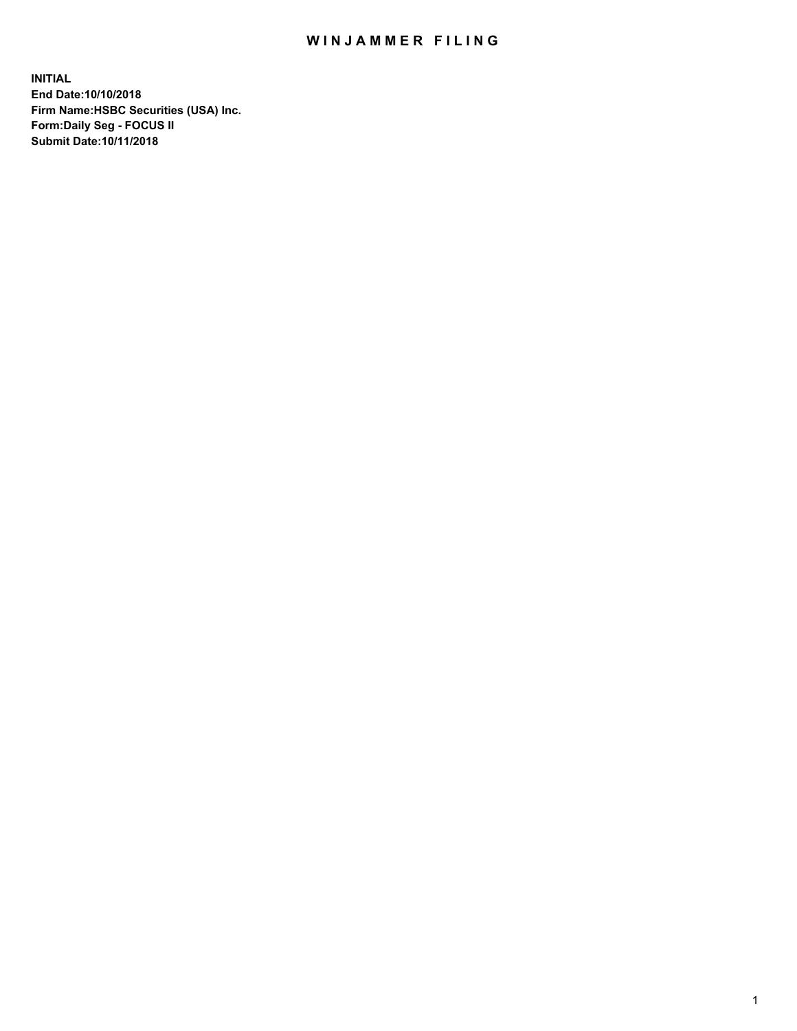# WINJAMMER FILING

**INITIAL**
**End Date:10/10/2018**
**Firm Name:HSBC Securities (USA) Inc.**
**Form:Daily Seg - FOCUS II**
**Submit Date:10/11/2018**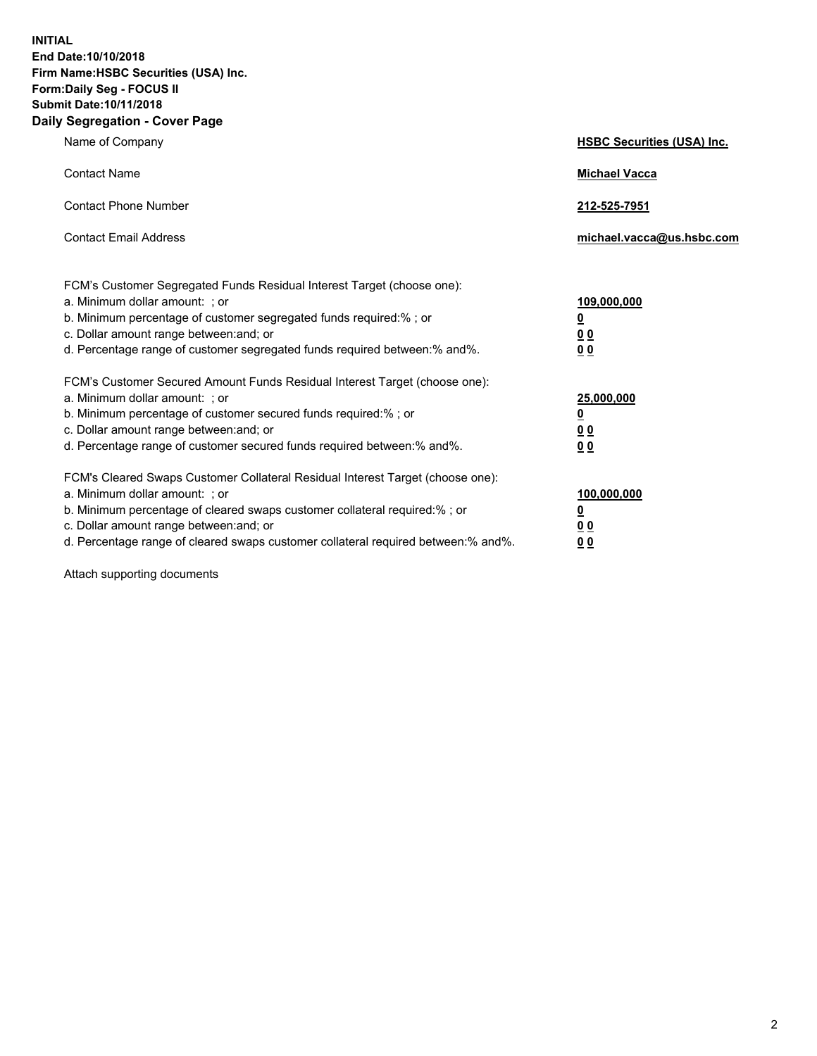**INITIAL**
**End Date:10/10/2018**
**Firm Name:HSBC Securities (USA) Inc.**
**Form:Daily Seg - FOCUS II**
**Submit Date:10/11/2018**

## Daily Segregation - Cover Page

| | |
|---|---|
| Name of Company | **HSBC Securities (USA) Inc.** |
| Contact Name | **Michael Vacca** |
| Contact Phone Number | **212-525-7951** |
| Contact Email Address | **michael.vacca@us.hsbc.com** |

| | |
|---|---|
| FCM's Customer Segregated Funds Residual Interest Target (choose one): | |
| a. Minimum dollar amount: ; or | **109,000,000** |
| b. Minimum percentage of customer segregated funds required:% ; or | **0** |
| c. Dollar amount range between:and; or | **0 0** |
| d. Percentage range of customer segregated funds required between:% and%. | **0 0** |
| FCM's Customer Secured Amount Funds Residual Interest Target (choose one): | |
| a. Minimum dollar amount: ; or | **25,000,000** |
| b. Minimum percentage of customer secured funds required:% ; or | **0** |
| c. Dollar amount range between:and; or | **0 0** |
| d. Percentage range of customer secured funds required between:% and%. | **0 0** |
| FCM's Cleared Swaps Customer Collateral Residual Interest Target (choose one): | |
| a. Minimum dollar amount: ; or | **100,000,000** |
| b. Minimum percentage of cleared swaps customer collateral required:% ; or | **0** |
| c. Dollar amount range between:and; or | **0 0** |
| d. Percentage range of cleared swaps customer collateral required between:% and%. | **0 0** |

Attach supporting documents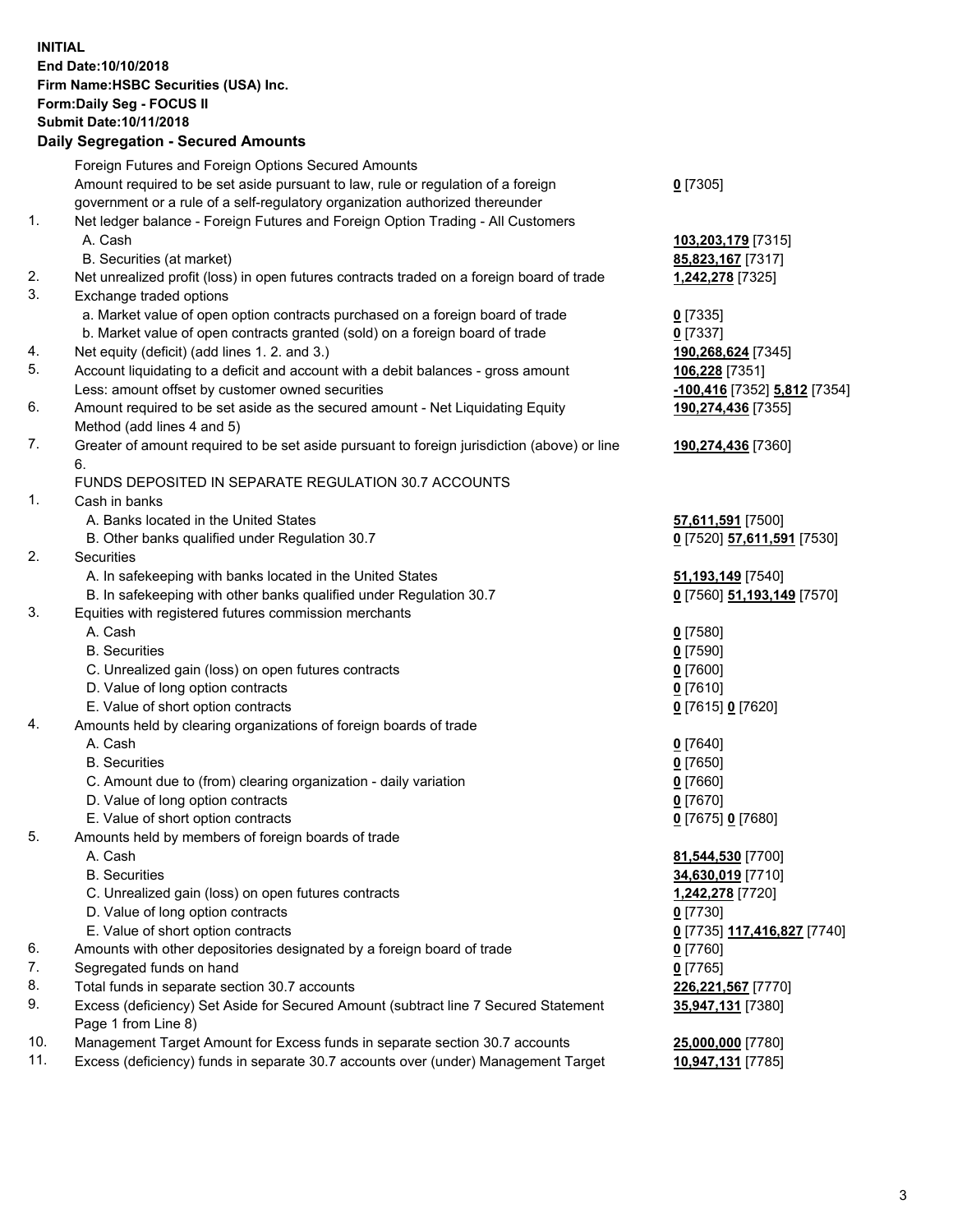**INITIAL**
**End Date:10/10/2018**
**Firm Name:HSBC Securities (USA) Inc.**
**Form:Daily Seg - FOCUS II**
**Submit Date:10/11/2018**

## Daily Segregation - Secured Amounts

| | | |
|---|---|---|
| | Foreign Futures and Foreign Options Secured Amounts | |
| | Amount required to be set aside pursuant to law, rule or regulation of a foreign government or a rule of a self-regulatory organization authorized thereunder | **0** [7305] |
| 1. | Net ledger balance - Foreign Futures and Foreign Option Trading - All Customers | |
| | A. Cash | **103,203,179** [7315] |
| | B. Securities (at market) | **85,823,167** [7317] |
| 2. | Net unrealized profit (loss) in open futures contracts traded on a foreign board of trade | **1,242,278** [7325] |
| 3. | Exchange traded options | |
| | a. Market value of open option contracts purchased on a foreign board of trade | **0** [7335] |
| | b. Market value of open contracts granted (sold) on a foreign board of trade | **0** [7337] |
| 4. | Net equity (deficit) (add lines 1. 2. and 3.) | **190,268,624** [7345] |
| 5. | Account liquidating to a deficit and account with a debit balances - gross amount | **106,228** [7351] |
| | Less: amount offset by customer owned securities | **-100,416** [7352] **5,812** [7354] |
| 6. | Amount required to be set aside as the secured amount - Net Liquidating Equity Method (add lines 4 and 5) | **190,274,436** [7355] |
| 7. | Greater of amount required to be set aside pursuant to foreign jurisdiction (above) or line 6. | **190,274,436** [7360] |
| | FUNDS DEPOSITED IN SEPARATE REGULATION 30.7 ACCOUNTS | |
| 1. | Cash in banks | |
| | A. Banks located in the United States | **57,611,591** [7500] |
| | B. Other banks qualified under Regulation 30.7 | **0** [7520] **57,611,591** [7530] |
| 2. | Securities | |
| | A. In safekeeping with banks located in the United States | **51,193,149** [7540] |
| | B. In safekeeping with other banks qualified under Regulation 30.7 | **0** [7560] **51,193,149** [7570] |
| 3. | Equities with registered futures commission merchants | |
| | A. Cash | **0** [7580] |
| | B. Securities | **0** [7590] |
| | C. Unrealized gain (loss) on open futures contracts | **0** [7600] |
| | D. Value of long option contracts | **0** [7610] |
| | E. Value of short option contracts | **0** [7615] **0** [7620] |
| 4. | Amounts held by clearing organizations of foreign boards of trade | |
| | A. Cash | **0** [7640] |
| | B. Securities | **0** [7650] |
| | C. Amount due to (from) clearing organization - daily variation | **0** [7660] |
| | D. Value of long option contracts | **0** [7670] |
| | E. Value of short option contracts | **0** [7675] **0** [7680] |
| 5. | Amounts held by members of foreign boards of trade | |
| | A. Cash | **81,544,530** [7700] |
| | B. Securities | **34,630,019** [7710] |
| | C. Unrealized gain (loss) on open futures contracts | **1,242,278** [7720] |
| | D. Value of long option contracts | **0** [7730] |
| | E. Value of short option contracts | **0** [7735] **117,416,827** [7740] |
| 6. | Amounts with other depositories designated by a foreign board of trade | **0** [7760] |
| 7. | Segregated funds on hand | **0** [7765] |
| 8. | Total funds in separate section 30.7 accounts | **226,221,567** [7770] |
| 9. | Excess (deficiency) Set Aside for Secured Amount (subtract line 7 Secured Statement Page 1 from Line 8) | **35,947,131** [7380] |
| 10. | Management Target Amount for Excess funds in separate section 30.7 accounts | **25,000,000** [7780] |
| 11. | Excess (deficiency) funds in separate 30.7 accounts over (under) Management Target | **10,947,131** [7785] |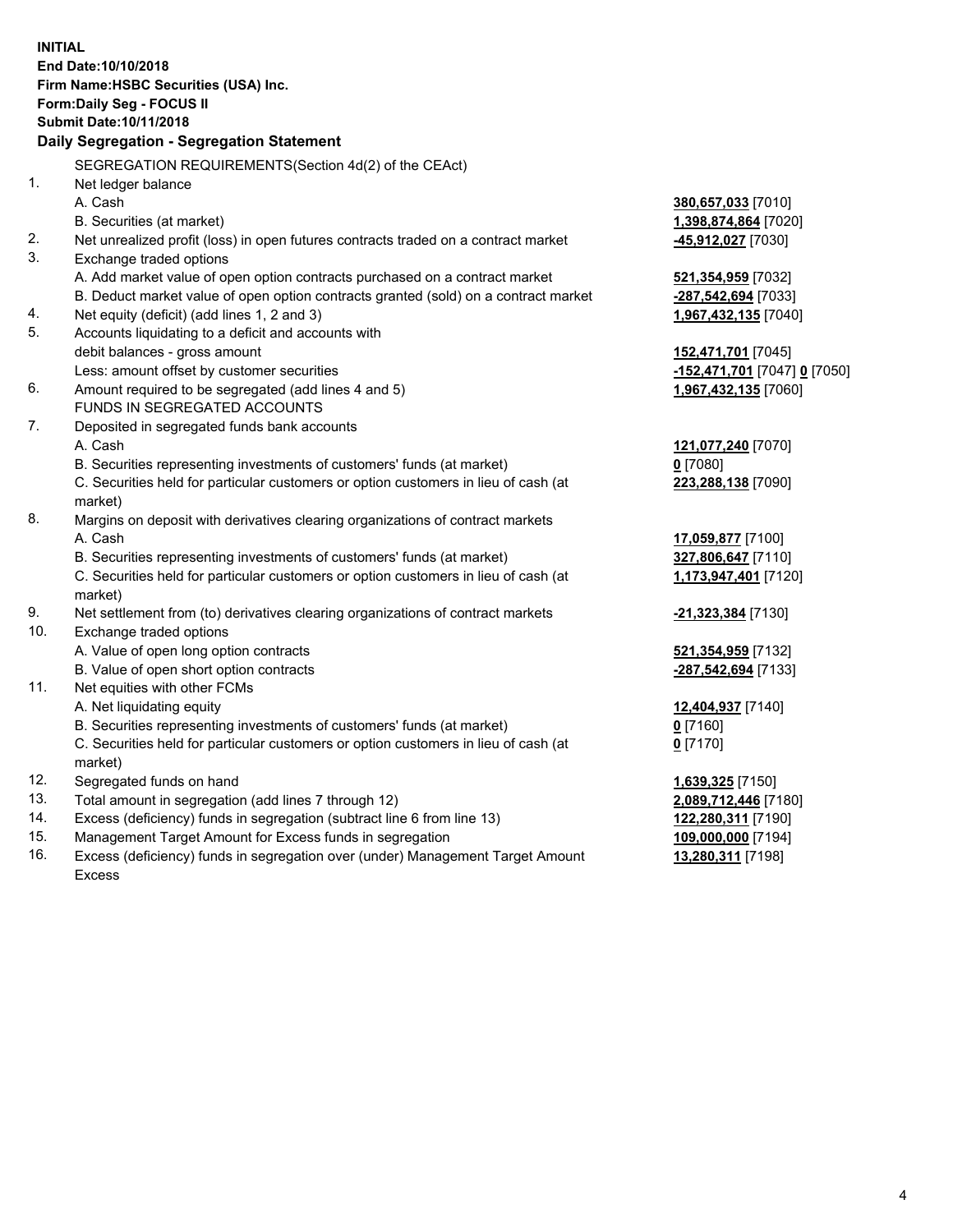**INITIAL**
**End Date:10/10/2018**
**Firm Name:HSBC Securities (USA) Inc.**
**Form:Daily Seg - FOCUS II**
**Submit Date:10/11/2018**

## Daily Segregation - Segregation Statement

| | | |
|---|---|---|
| | SEGREGATION REQUIREMENTS(Section 4d(2) of the CEAct) | |
| 1. | Net ledger balance | |
| | A. Cash | **380,657,033** [7010] |
| | B. Securities (at market) | **1,398,874,864** [7020] |
| 2. | Net unrealized profit (loss) in open futures contracts traded on a contract market | **-45,912,027** [7030] |
| 3. | Exchange traded options | |
| | A. Add market value of open option contracts purchased on a contract market | **521,354,959** [7032] |
| | B. Deduct market value of open option contracts granted (sold) on a contract market | **-287,542,694** [7033] |
| 4. | Net equity (deficit) (add lines 1, 2 and 3) | **1,967,432,135** [7040] |
| 5. | Accounts liquidating to a deficit and accounts with debit balances - gross amount | **152,471,701** [7045] |
| | Less: amount offset by customer securities | **-152,471,701** [7047] **0** [7050] |
| 6. | Amount required to be segregated (add lines 4 and 5) | **1,967,432,135** [7060] |
| | FUNDS IN SEGREGATED ACCOUNTS | |
| 7. | Deposited in segregated funds bank accounts | |
| | A. Cash | **121,077,240** [7070] |
| | B. Securities representing investments of customers' funds (at market) | **0** [7080] |
| | C. Securities held for particular customers or option customers in lieu of cash (at market) | **223,288,138** [7090] |
| 8. | Margins on deposit with derivatives clearing organizations of contract markets | |
| | A. Cash | **17,059,877** [7100] |
| | B. Securities representing investments of customers' funds (at market) | **327,806,647** [7110] |
| | C. Securities held for particular customers or option customers in lieu of cash (at market) | **1,173,947,401** [7120] |
| 9. | Net settlement from (to) derivatives clearing organizations of contract markets | **-21,323,384** [7130] |
| 10. | Exchange traded options | |
| | A. Value of open long option contracts | **521,354,959** [7132] |
| | B. Value of open short option contracts | **-287,542,694** [7133] |
| 11. | Net equities with other FCMs | |
| | A. Net liquidating equity | **12,404,937** [7140] |
| | B. Securities representing investments of customers' funds (at market) | **0** [7160] |
| | C. Securities held for particular customers or option customers in lieu of cash (at market) | **0** [7170] |
| 12. | Segregated funds on hand | **1,639,325** [7150] |
| 13. | Total amount in segregation (add lines 7 through 12) | **2,089,712,446** [7180] |
| 14. | Excess (deficiency) funds in segregation (subtract line 6 from line 13) | **122,280,311** [7190] |
| 15. | Management Target Amount for Excess funds in segregation | **109,000,000** [7194] |
| 16. | Excess (deficiency) funds in segregation over (under) Management Target Amount Excess | **13,280,311** [7198] |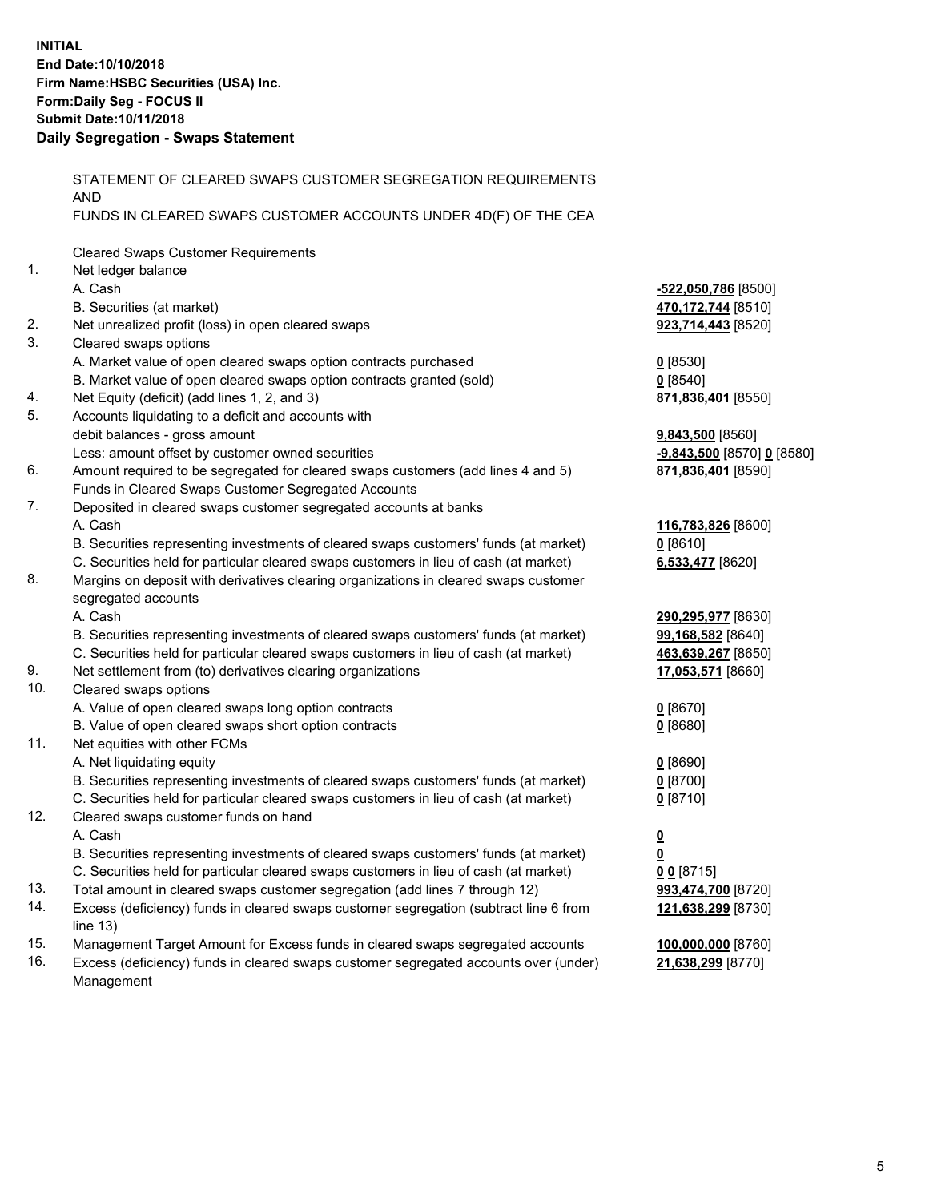**INITIAL**
**End Date:10/10/2018**
**Firm Name:HSBC Securities (USA) Inc.**
**Form:Daily Seg - FOCUS II**
**Submit Date:10/11/2018**
**Daily Segregation - Swaps Statement**

STATEMENT OF CLEARED SWAPS CUSTOMER SEGREGATION REQUIREMENTS AND FUNDS IN CLEARED SWAPS CUSTOMER ACCOUNTS UNDER 4D(F) OF THE CEA

| | | |
|---|---|---|
| | Cleared Swaps Customer Requirements | |
| 1. | Net ledger balance | |
| | A. Cash | **-522,050,786** [8500] |
| | B. Securities (at market) | **470,172,744** [8510] |
| 2. | Net unrealized profit (loss) in open cleared swaps | **923,714,443** [8520] |
| 3. | Cleared swaps options | |
| | A. Market value of open cleared swaps option contracts purchased | **0** [8530] |
| | B. Market value of open cleared swaps option contracts granted (sold) | **0** [8540] |
| 4. | Net Equity (deficit) (add lines 1, 2, and 3) | **871,836,401** [8550] |
| 5. | Accounts liquidating to a deficit and accounts with debit balances - gross amount | **9,843,500** [8560] |
| | Less: amount offset by customer owned securities | **-9,843,500** [8570] **0** [8580] |
| 6. | Amount required to be segregated for cleared swaps customers (add lines 4 and 5) | **871,836,401** [8590] |
| | Funds in Cleared Swaps Customer Segregated Accounts | |
| 7. | Deposited in cleared swaps customer segregated accounts at banks | |
| | A. Cash | **116,783,826** [8600] |
| | B. Securities representing investments of cleared swaps customers' funds (at market) | **0** [8610] |
| | C. Securities held for particular cleared swaps customers in lieu of cash (at market) | **6,533,477** [8620] |
| 8. | Margins on deposit with derivatives clearing organizations in cleared swaps customer segregated accounts | |
| | A. Cash | **290,295,977** [8630] |
| | B. Securities representing investments of cleared swaps customers' funds (at market) | **99,168,582** [8640] |
| | C. Securities held for particular cleared swaps customers in lieu of cash (at market) | **463,639,267** [8650] |
| 9. | Net settlement from (to) derivatives clearing organizations | **17,053,571** [8660] |
| 10. | Cleared swaps options | |
| | A. Value of open cleared swaps long option contracts | **0** [8670] |
| | B. Value of open cleared swaps short option contracts | **0** [8680] |
| 11. | Net equities with other FCMs | |
| | A. Net liquidating equity | **0** [8690] |
| | B. Securities representing investments of cleared swaps customers' funds (at market) | **0** [8700] |
| | C. Securities held for particular cleared swaps customers in lieu of cash (at market) | **0** [8710] |
| 12. | Cleared swaps customer funds on hand | |
| | A. Cash | **0** |
| | B. Securities representing investments of cleared swaps customers' funds (at market) | **0** |
| | C. Securities held for particular cleared swaps customers in lieu of cash (at market) | **0** **0** [8715] |
| 13. | Total amount in cleared swaps customer segregation (add lines 7 through 12) | **993,474,700** [8720] |
| 14. | Excess (deficiency) funds in cleared swaps customer segregation (subtract line 6 from line 13) | **121,638,299** [8730] |
| 15. | Management Target Amount for Excess funds in cleared swaps segregated accounts | **100,000,000** [8760] |
| 16. | Excess (deficiency) funds in cleared swaps customer segregated accounts over (under) Management | **21,638,299** [8770] |